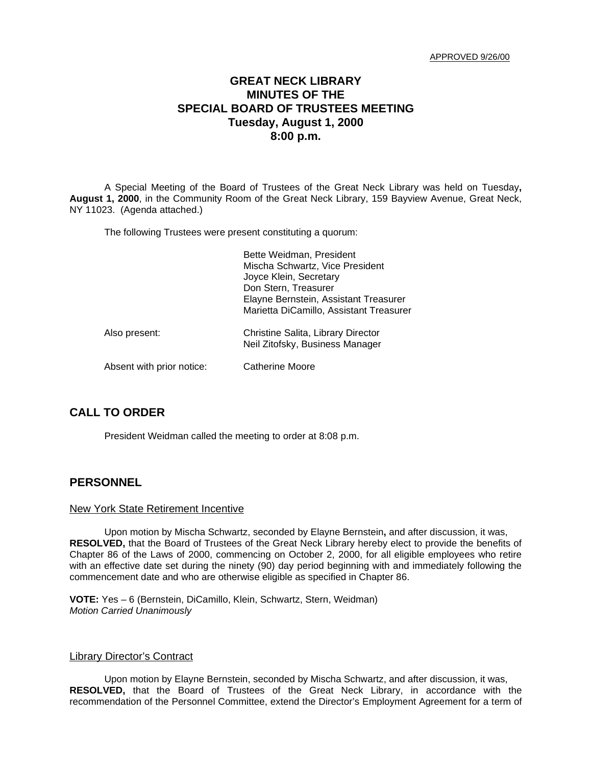APPROVED 9/26/00

# GREAT NECK LIBRARY
# MINUTES OF THE
# SPECIAL BOARD OF TRUSTEES MEETING
# Tuesday, August 1, 2000
# 8:00 p.m.

A Special Meeting of the Board of Trustees of the Great Neck Library was held on Tuesday**,** **August 1, 2000**, in the Community Room of the Great Neck Library, 159 Bayview Avenue, Great Neck, NY 11023. (Agenda attached.)

The following Trustees were present constituting a quorum:

Bette Weidman, President
Mischa Schwartz, Vice President
Joyce Klein, Secretary
Don Stern, Treasurer
Elayne Bernstein, Assistant Treasurer
Marietta DiCamillo, Assistant Treasurer

Also present:
Christine Salita, Library Director
Neil Zitofsky, Business Manager

Absent with prior notice: Catherine Moore

## CALL TO ORDER

President Weidman called the meeting to order at 8:08 p.m.

## PERSONNEL

### New York State Retirement Incentive

Upon motion by Mischa Schwartz, seconded by Elayne Bernstein**,** and after discussion, it was, **RESOLVED,** that the Board of Trustees of the Great Neck Library hereby elect to provide the benefits of Chapter 86 of the Laws of 2000, commencing on October 2, 2000, for all eligible employees who retire with an effective date set during the ninety (90) day period beginning with and immediately following the commencement date and who are otherwise eligible as specified in Chapter 86.

**VOTE:** Yes – 6 (Bernstein, DiCamillo, Klein, Schwartz, Stern, Weidman)
*Motion Carried Unanimously*

### Library Director's Contract

Upon motion by Elayne Bernstein, seconded by Mischa Schwartz, and after discussion, it was, **RESOLVED,** that the Board of Trustees of the Great Neck Library, in accordance with the recommendation of the Personnel Committee, extend the Director's Employment Agreement for a term of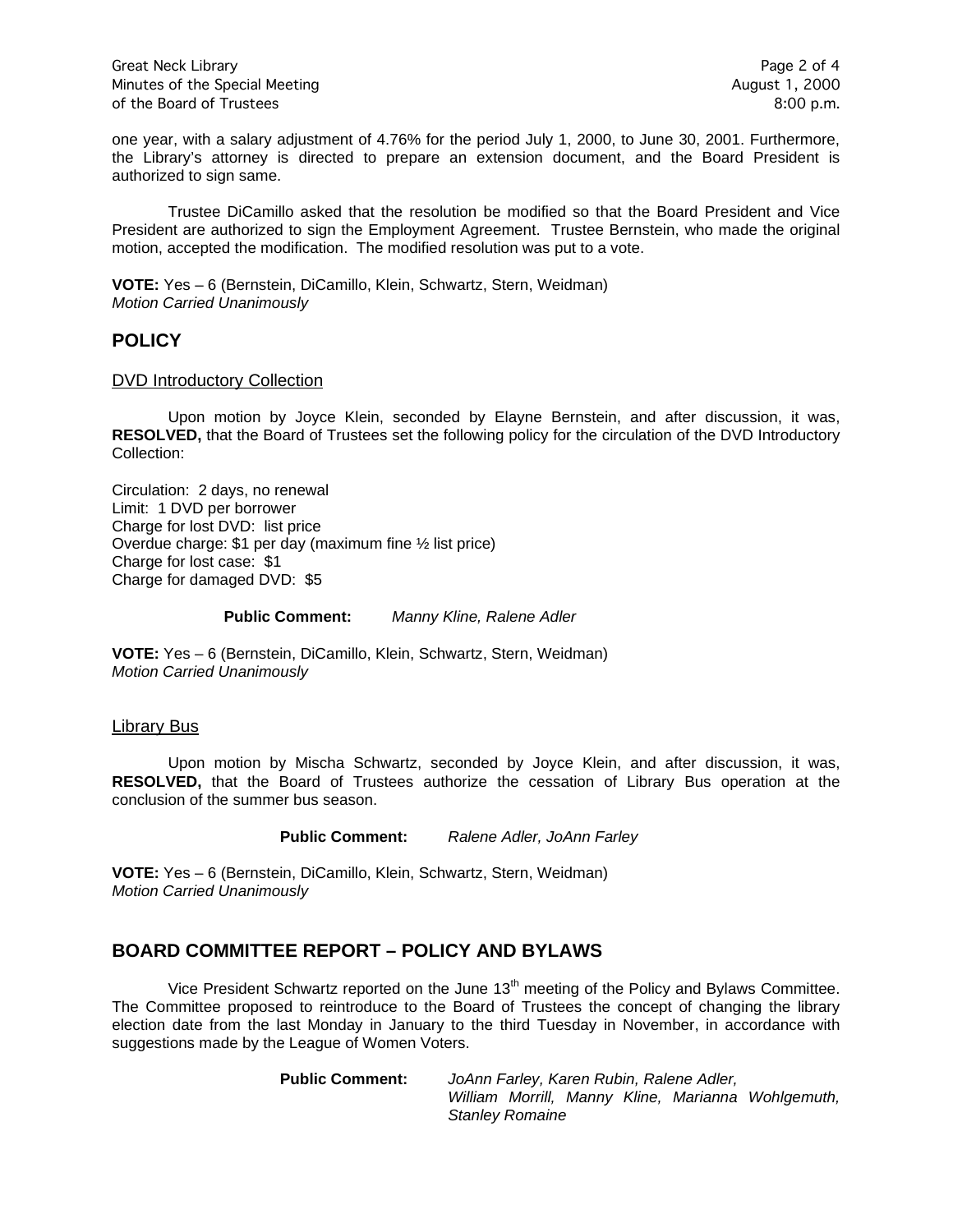one year, with a salary adjustment of 4.76% for the period July 1, 2000, to June 30, 2001. Furthermore, the Library's attorney is directed to prepare an extension document, and the Board President is authorized to sign same.

Trustee DiCamillo asked that the resolution be modified so that the Board President and Vice President are authorized to sign the Employment Agreement. Trustee Bernstein, who made the original motion, accepted the modification. The modified resolution was put to a vote.

**VOTE:** Yes – 6 (Bernstein, DiCamillo, Klein, Schwartz, Stern, Weidman)
*Motion Carried Unanimously*

## POLICY

DVD Introductory Collection

Upon motion by Joyce Klein, seconded by Elayne Bernstein, and after discussion, it was, **RESOLVED,** that the Board of Trustees set the following policy for the circulation of the DVD Introductory Collection:

Circulation: 2 days, no renewal
Limit: 1 DVD per borrower
Charge for lost DVD: list price
Overdue charge: $1 per day (maximum fine ½ list price)
Charge for lost case: $1
Charge for damaged DVD: $5

**Public Comment:** *Manny Kline, Ralene Adler*

**VOTE:** Yes – 6 (Bernstein, DiCamillo, Klein, Schwartz, Stern, Weidman)
*Motion Carried Unanimously*

Library Bus

Upon motion by Mischa Schwartz, seconded by Joyce Klein, and after discussion, it was, **RESOLVED,** that the Board of Trustees authorize the cessation of Library Bus operation at the conclusion of the summer bus season.

**Public Comment:** *Ralene Adler, JoAnn Farley*

**VOTE:** Yes – 6 (Bernstein, DiCamillo, Klein, Schwartz, Stern, Weidman)
*Motion Carried Unanimously*

## BOARD COMMITTEE REPORT – POLICY AND BYLAWS

Vice President Schwartz reported on the June 13th meeting of the Policy and Bylaws Committee. The Committee proposed to reintroduce to the Board of Trustees the concept of changing the library election date from the last Monday in January to the third Tuesday in November, in accordance with suggestions made by the League of Women Voters.

**Public Comment:** *JoAnn Farley, Karen Rubin, Ralene Adler, William Morrill, Manny Kline, Marianna Wohlgemuth, Stanley Romaine*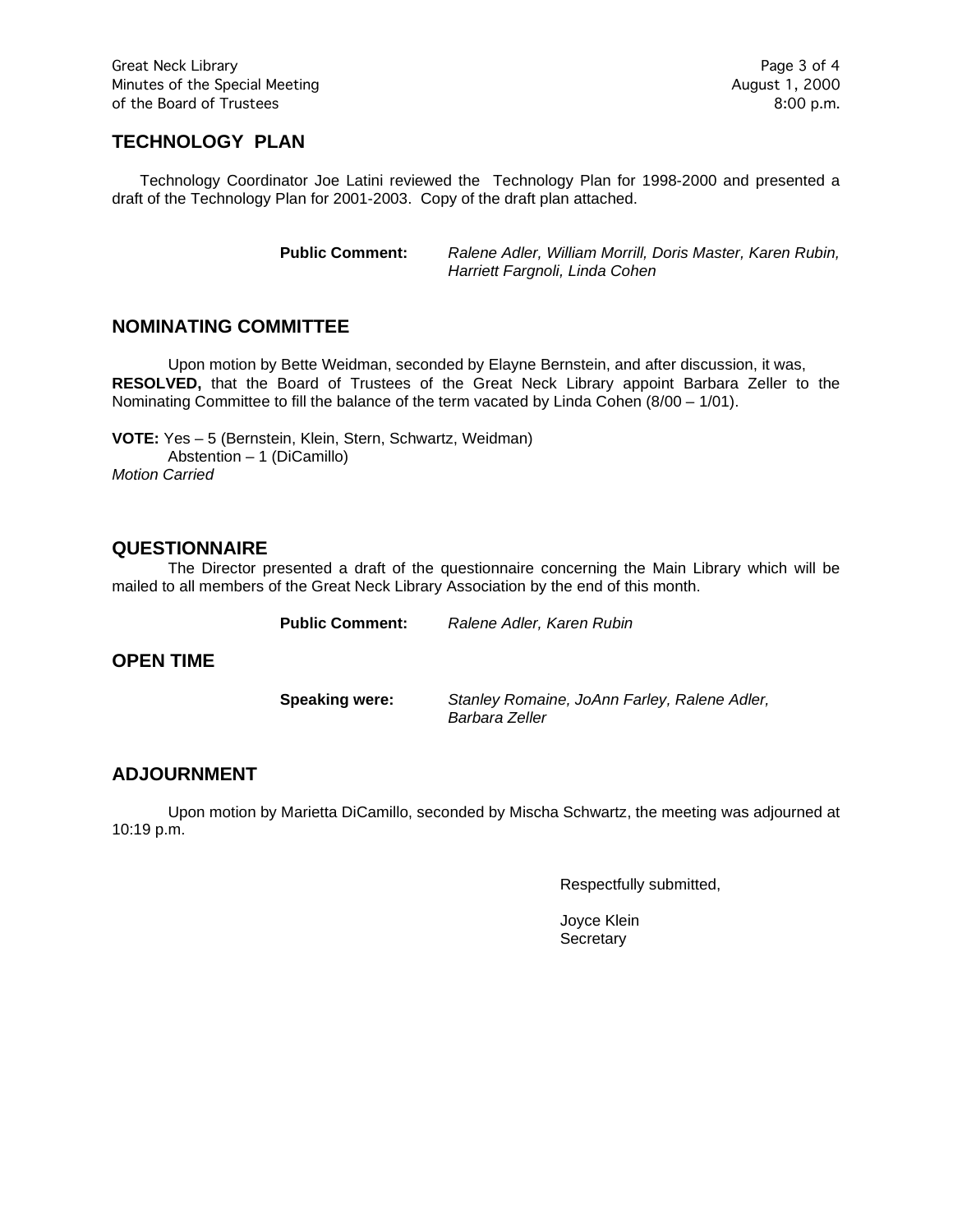## TECHNOLOGY PLAN

Technology Coordinator Joe Latini reviewed the Technology Plan for 1998-2000 and presented a draft of the Technology Plan for 2001-2003. Copy of the draft plan attached.

**Public Comment:** *Ralene Adler, William Morrill, Doris Master, Karen Rubin, Harriett Fargnoli, Linda Cohen*

## NOMINATING COMMITTEE

Upon motion by Bette Weidman, seconded by Elayne Bernstein, and after discussion, it was, **RESOLVED,** that the Board of Trustees of the Great Neck Library appoint Barbara Zeller to the Nominating Committee to fill the balance of the term vacated by Linda Cohen (8/00 – 1/01).

**VOTE:** Yes – 5 (Bernstein, Klein, Stern, Schwartz, Weidman)
Abstention – 1 (DiCamillo)
*Motion Carried*

## QUESTIONNAIRE

The Director presented a draft of the questionnaire concerning the Main Library which will be mailed to all members of the Great Neck Library Association by the end of this month.

**Public Comment:** *Ralene Adler, Karen Rubin*

## OPEN TIME

**Speaking were:** *Stanley Romaine, JoAnn Farley, Ralene Adler, Barbara Zeller*

## ADJOURNMENT

Upon motion by Marietta DiCamillo, seconded by Mischa Schwartz, the meeting was adjourned at 10:19 p.m.

Respectfully submitted,

Joyce Klein
Secretary